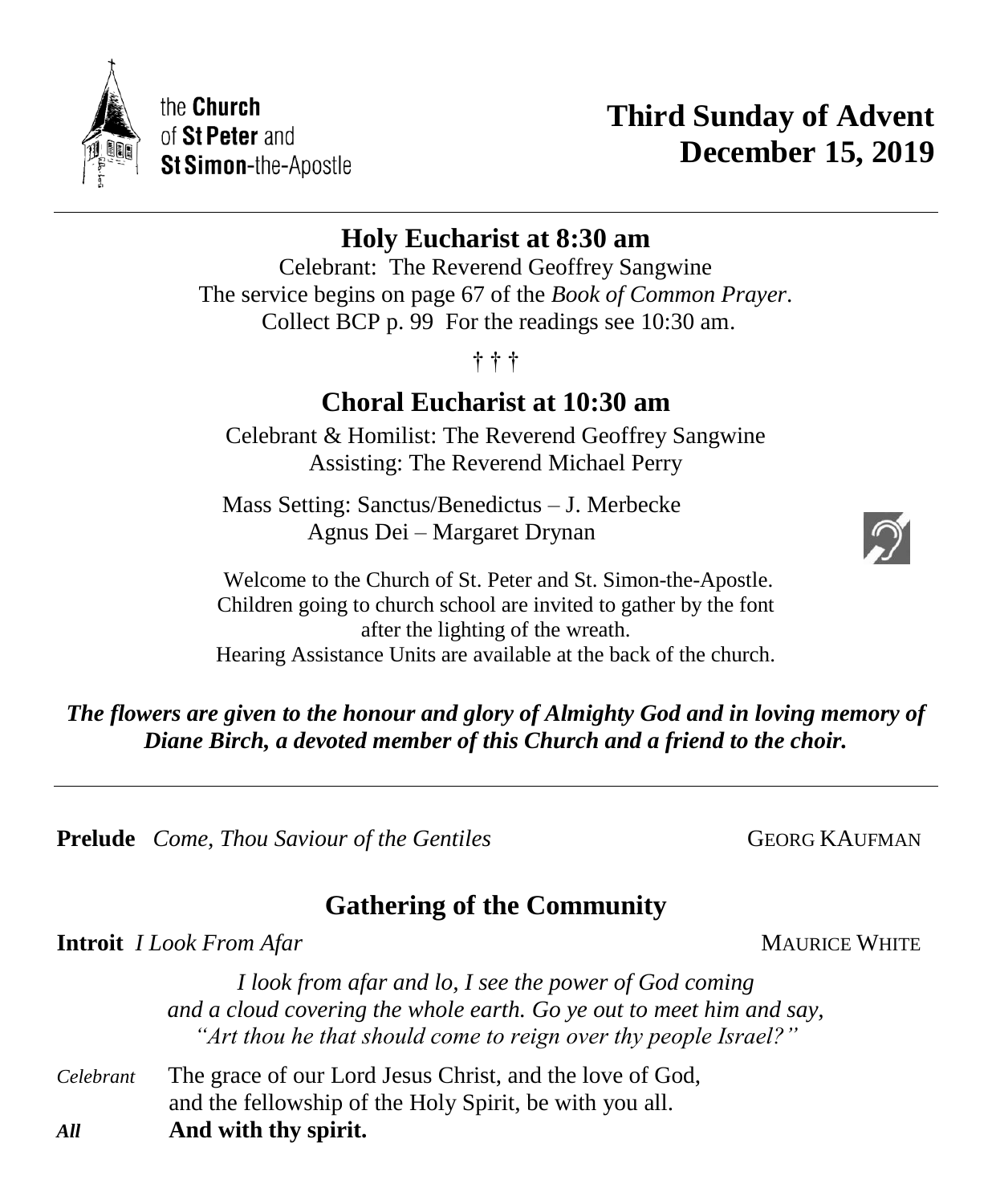the **Church** of **St Peter** and **St Simon**-the-Apostle

# Third Sunday of Advent
# December 15, 2019

## Holy Eucharist at 8:30 am

Celebrant: The Reverend Geoffrey Sangwine
The service begins on page 67 of the *Book of Common Prayer*.
Collect BCP p. 99 For the readings see 10:30 am.

† † †

## Choral Eucharist at 10:30 am

Celebrant & Homilist: The Reverend Geoffrey Sangwine
Assisting: The Reverend Michael Perry

Mass Setting: Sanctus/Benedictus – J. Merbecke
Agnus Dei – Margaret Drynan

Welcome to the Church of St. Peter and St. Simon-the-Apostle.
Children going to church school are invited to gather by the font after the lighting of the wreath.
Hearing Assistance Units are available at the back of the church.

***The flowers are given to the honour and glory of Almighty God and in loving memory of Diane Birch, a devoted member of this Church and a friend to the choir.***

---

**Prelude** *Come, Thou Saviour of the Gentiles* GEORG KAUFMAN

## Gathering of the Community

**Introit** *I Look From Afar* MAURICE WHITE

*I look from afar and lo, I see the power of God coming*
*and a cloud covering the whole earth. Go ye out to meet him and say,*
*"Art thou he that should come to reign over thy people Israel?"*

*Celebrant* The grace of our Lord Jesus Christ, and the love of God, and the fellowship of the Holy Spirit, be with you all.

***All*** **And with thy spirit.**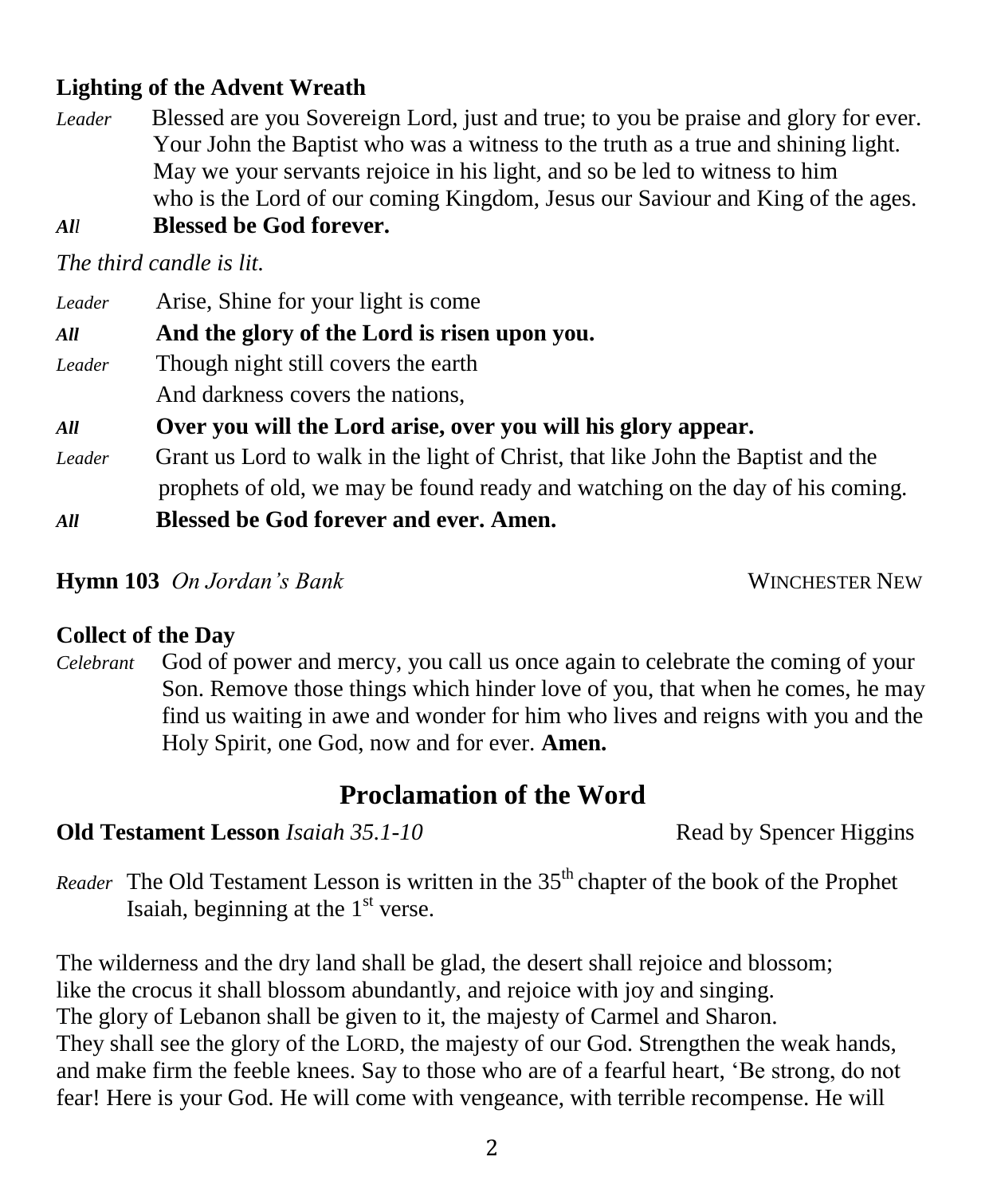**Lighting of the Advent Wreath**

*Leader* Blessed are you Sovereign Lord, just and true; to you be praise and glory for ever. Your John the Baptist who was a witness to the truth as a true and shining light. May we your servants rejoice in his light, and so be led to witness to him who is the Lord of our coming Kingdom, Jesus our Saviour and King of the ages.

***All*** **Blessed be God forever.**

*The third candle is lit.*

*Leader* Arise, Shine for your light is come

***All*** **And the glory of the Lord is risen upon you.**

*Leader* Though night still covers the earth
And darkness covers the nations,

***All*** **Over you will the Lord arise, over you will his glory appear.**

*Leader* Grant us Lord to walk in the light of Christ, that like John the Baptist and the prophets of old, we may be found ready and watching on the day of his coming.

***All*** **Blessed be God forever and ever. Amen.**

**Hymn 103** *On Jordan's Bank* WINCHESTER NEW

**Collect of the Day**

*Celebrant* God of power and mercy, you call us once again to celebrate the coming of your Son. Remove those things which hinder love of you, that when he comes, he may find us waiting in awe and wonder for him who lives and reigns with you and the Holy Spirit, one God, now and for ever. **Amen.**

## Proclamation of the Word

**Old Testament Lesson** *Isaiah 35.1-10* Read by Spencer Higgins

*Reader* The Old Testament Lesson is written in the 35th chapter of the book of the Prophet Isaiah, beginning at the 1st verse.

The wilderness and the dry land shall be glad, the desert shall rejoice and blossom;
like the crocus it shall blossom abundantly, and rejoice with joy and singing.
The glory of Lebanon shall be given to it, the majesty of Carmel and Sharon.
They shall see the glory of the LORD, the majesty of our God. Strengthen the weak hands, and make firm the feeble knees. Say to those who are of a fearful heart, 'Be strong, do not fear! Here is your God. He will come with vengeance, with terrible recompense. He will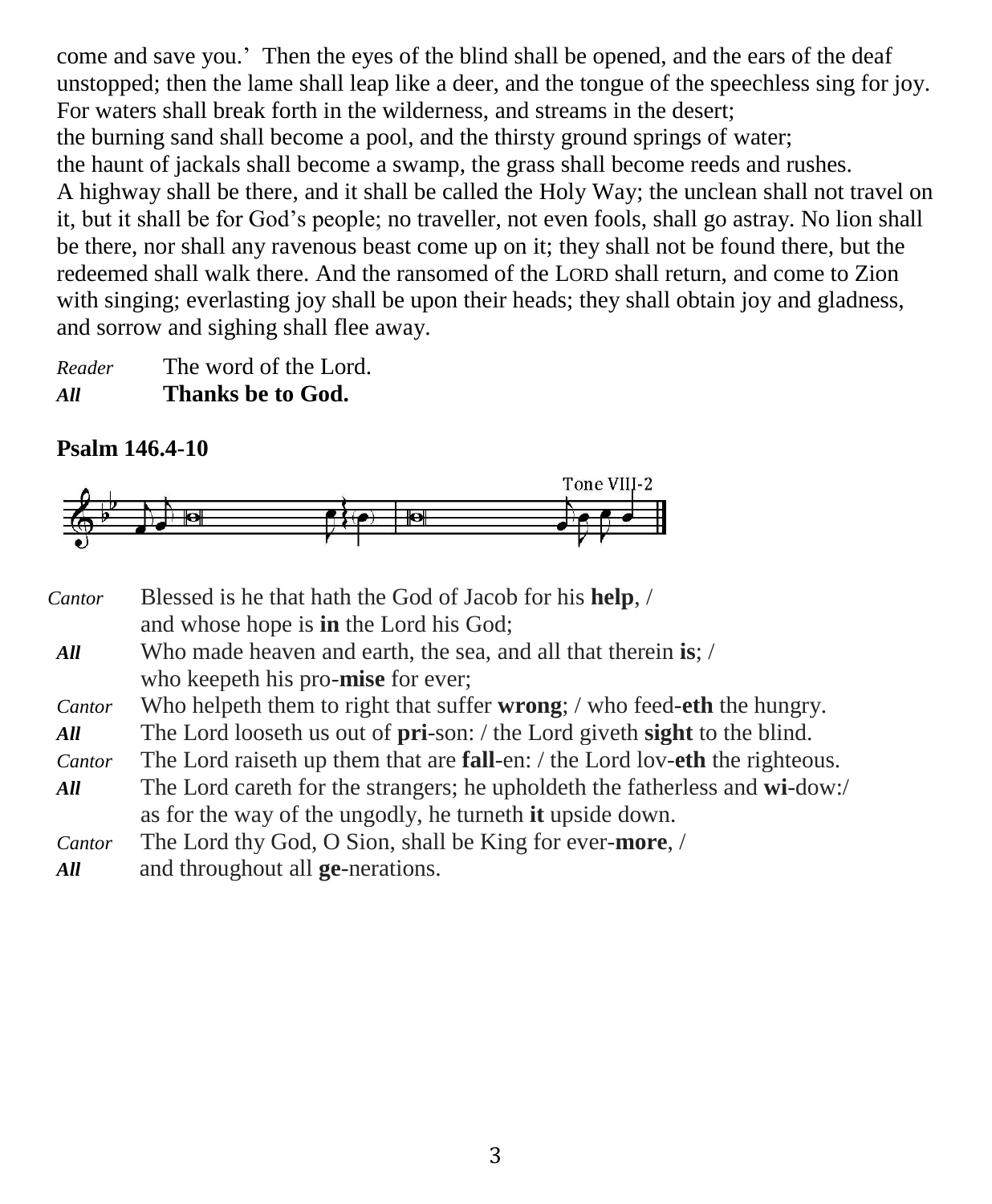come and save you.' Then the eyes of the blind shall be opened, and the ears of the deaf unstopped; then the lame shall leap like a deer, and the tongue of the speechless sing for joy. For waters shall break forth in the wilderness, and streams in the desert;
the burning sand shall become a pool, and the thirsty ground springs of water;
the haunt of jackals shall become a swamp, the grass shall become reeds and rushes.
A highway shall be there, and it shall be called the Holy Way; the unclean shall not travel on it, but it shall be for God's people; no traveller, not even fools, shall go astray. No lion shall be there, nor shall any ravenous beast come up on it; they shall not be found there, but the redeemed shall walk there. And the ransomed of the LORD shall return, and come to Zion with singing; everlasting joy shall be upon their heads; they shall obtain joy and gladness, and sorrow and sighing shall flee away.

*Reader* The word of the Lord.
***All*** **Thanks be to God.**

**Psalm 146.4-10**

Tone VIII-2

*Cantor* Blessed is he that hath the God of Jacob for his **help**, /
and whose hope is **in** the Lord his God;
***All*** Who made heaven and earth, the sea, and all that therein **is**; /
who keepeth his pro-**mise** for ever;
*Cantor* Who helpeth them to right that suffer **wrong**; / who feed-**eth** the hungry.
***All*** The Lord looseth us out of **pri**-son: / the Lord giveth **sight** to the blind.
*Cantor* The Lord raiseth up them that are **fall**-en: / the Lord lov-**eth** the righteous.
***All*** The Lord careth for the strangers; he upholdeth the fatherless and **wi**-dow:/
as for the way of the ungodly, he turneth **it** upside down.
*Cantor* The Lord thy God, O Sion, shall be King for ever-**more**, /
***All*** and throughout all **ge**-nerations.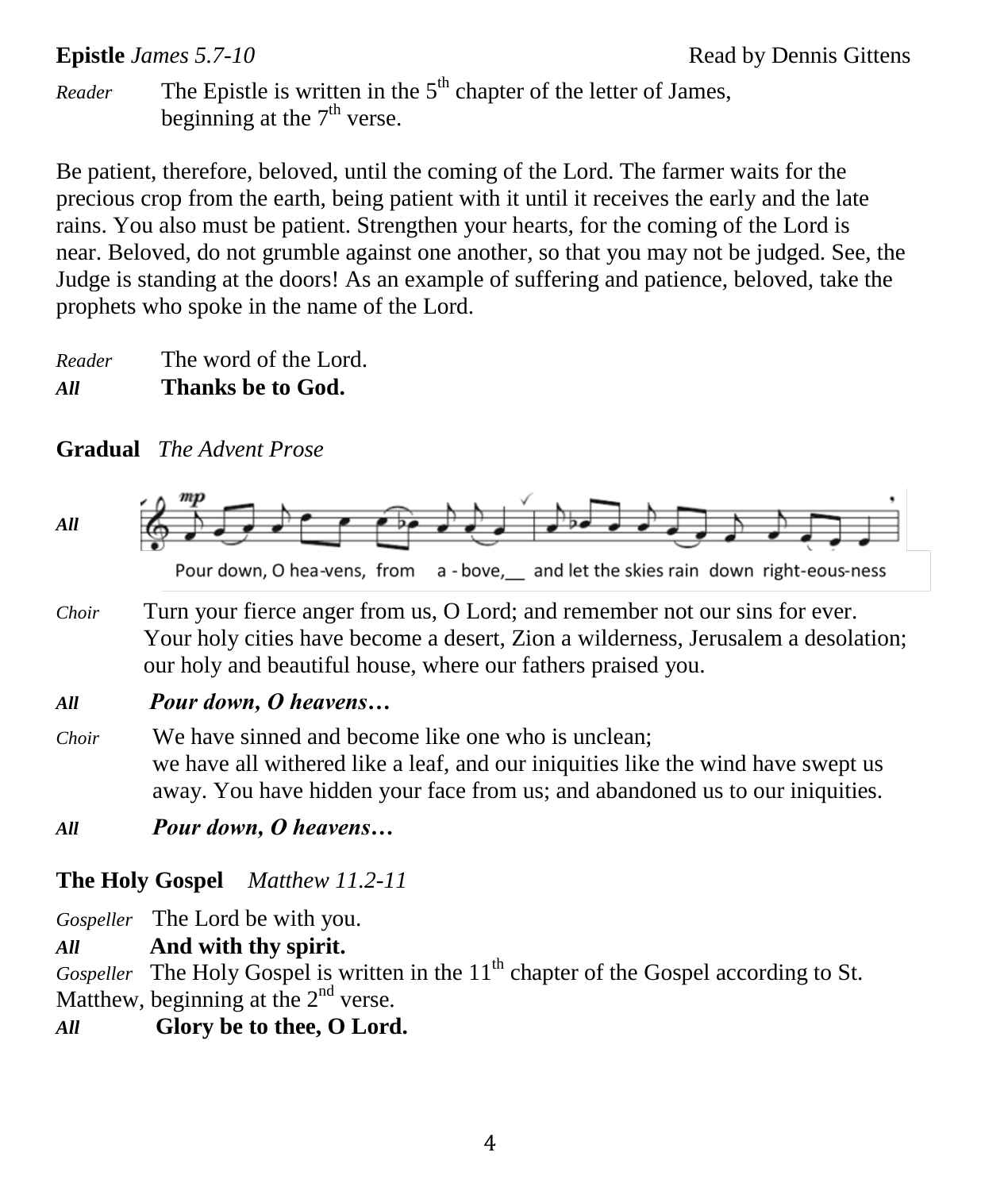**Epistle** *James 5.7-10* Read by Dennis Gittens

*Reader* The Epistle is written in the 5th chapter of the letter of James, beginning at the 7th verse.

Be patient, therefore, beloved, until the coming of the Lord. The farmer waits for the precious crop from the earth, being patient with it until it receives the early and the late rains. You also must be patient. Strengthen your hearts, for the coming of the Lord is near. Beloved, do not grumble against one another, so that you may not be judged. See, the Judge is standing at the doors! As an example of suffering and patience, beloved, take the prophets who spoke in the name of the Lord.

*Reader* The word of the Lord.
***All*** **Thanks be to God.**

**Gradual** *The Advent Prose*

***All*** Pour down, O hea-vens, from a - bove,__ and let the skies rain down right-eous-ness

*Choir* Turn your fierce anger from us, O Lord; and remember not our sins for ever. Your holy cities have become a desert, Zion a wilderness, Jerusalem a desolation; our holy and beautiful house, where our fathers praised you.

***All*** ***Pour down, O heavens…***

*Choir* We have sinned and become like one who is unclean; we have all withered like a leaf, and our iniquities like the wind have swept us away. You have hidden your face from us; and abandoned us to our iniquities.

***All*** ***Pour down, O heavens…***

**The Holy Gospel** *Matthew 11.2-11*

*Gospeller* The Lord be with you.
***All*** **And with thy spirit.**
*Gospeller* The Holy Gospel is written in the 11th chapter of the Gospel according to St. Matthew, beginning at the 2nd verse.
***All*** **Glory be to thee, O Lord.**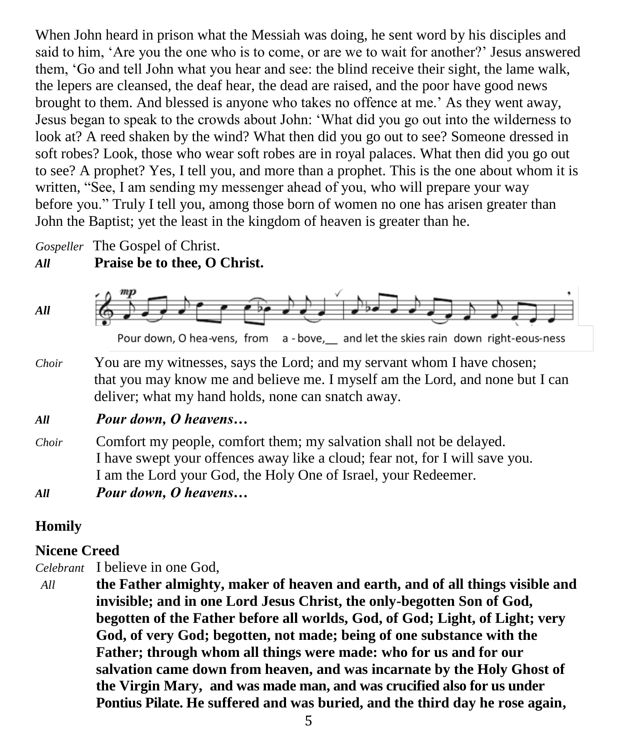When John heard in prison what the Messiah was doing, he sent word by his disciples and said to him, 'Are you the one who is to come, or are we to wait for another?' Jesus answered them, 'Go and tell John what you hear and see: the blind receive their sight, the lame walk, the lepers are cleansed, the deaf hear, the dead are raised, and the poor have good news brought to them. And blessed is anyone who takes no offence at me.' As they went away, Jesus began to speak to the crowds about John: 'What did you go out into the wilderness to look at? A reed shaken by the wind? What then did you go out to see? Someone dressed in soft robes? Look, those who wear soft robes are in royal palaces. What then did you go out to see? A prophet? Yes, I tell you, and more than a prophet. This is the one about whom it is written, "See, I am sending my messenger ahead of you, who will prepare your way before you." Truly I tell you, among those born of women no one has arisen greater than John the Baptist; yet the least in the kingdom of heaven is greater than he.

*Gospeller* The Gospel of Christ.

***All*** **Praise be to thee, O Christ.**

***All*** Pour down, O hea-vens, from a - bove,__ and let the skies rain down right-eous-ness

*Choir* You are my witnesses, says the Lord; and my servant whom I have chosen; that you may know me and believe me. I myself am the Lord, and none but I can deliver; what my hand holds, none can snatch away.

***All*** ***Pour down, O heavens…***

*Choir* Comfort my people, comfort them; my salvation shall not be delayed.
I have swept your offences away like a cloud; fear not, for I will save you.
I am the Lord your God, the Holy One of Israel, your Redeemer.

***All*** ***Pour down, O heavens…***

**Homily**

**Nicene Creed**

*Celebrant* I believe in one God,

*All* **the Father almighty, maker of heaven and earth, and of all things visible and invisible; and in one Lord Jesus Christ, the only-begotten Son of God, begotten of the Father before all worlds, God, of God; Light, of Light; very God, of very God; begotten, not made; being of one substance with the Father; through whom all things were made: who for us and for our salvation came down from heaven, and was incarnate by the Holy Ghost of the Virgin Mary, and was made man, and was crucified also for us under Pontius Pilate. He suffered and was buried, and the third day he rose again,**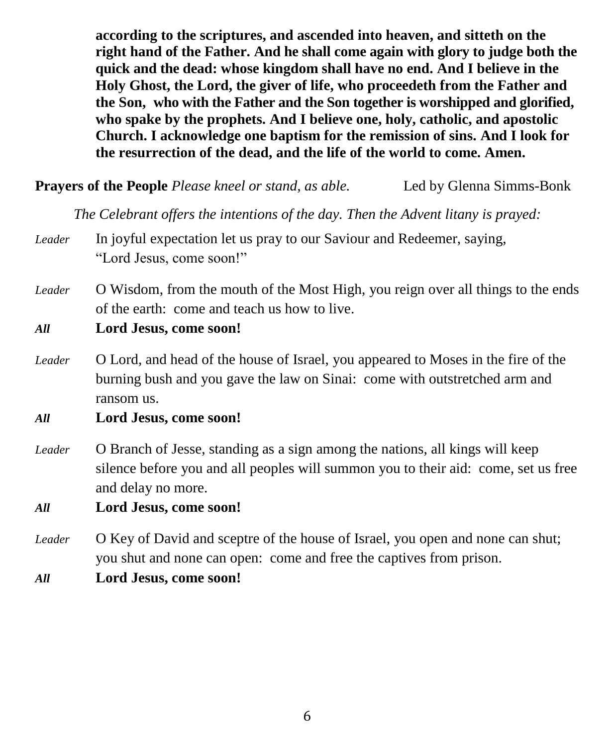**according to the scriptures, and ascended into heaven, and sitteth on the right hand of the Father. And he shall come again with glory to judge both the quick and the dead: whose kingdom shall have no end. And I believe in the Holy Ghost, the Lord, the giver of life, who proceedeth from the Father and the Son, who with the Father and the Son together is worshipped and glorified, who spake by the prophets. And I believe one, holy, catholic, and apostolic Church. I acknowledge one baptism for the remission of sins. And I look for the resurrection of the dead, and the life of the world to come. Amen.**

**Prayers of the People** *Please kneel or stand, as able.* Led by Glenna Simms-Bonk

*The Celebrant offers the intentions of the day. Then the Advent litany is prayed:*

*Leader* In joyful expectation let us pray to our Saviour and Redeemer, saying, "Lord Jesus, come soon!"

*Leader* O Wisdom, from the mouth of the Most High, you reign over all things to the ends of the earth: come and teach us how to live.

***All*** **Lord Jesus, come soon!**

*Leader* O Lord, and head of the house of Israel, you appeared to Moses in the fire of the burning bush and you gave the law on Sinai: come with outstretched arm and ransom us.

***All*** **Lord Jesus, come soon!**

*Leader* O Branch of Jesse, standing as a sign among the nations, all kings will keep silence before you and all peoples will summon you to their aid: come, set us free and delay no more.

***All*** **Lord Jesus, come soon!**

*Leader* O Key of David and sceptre of the house of Israel, you open and none can shut; you shut and none can open: come and free the captives from prison.

***All*** **Lord Jesus, come soon!**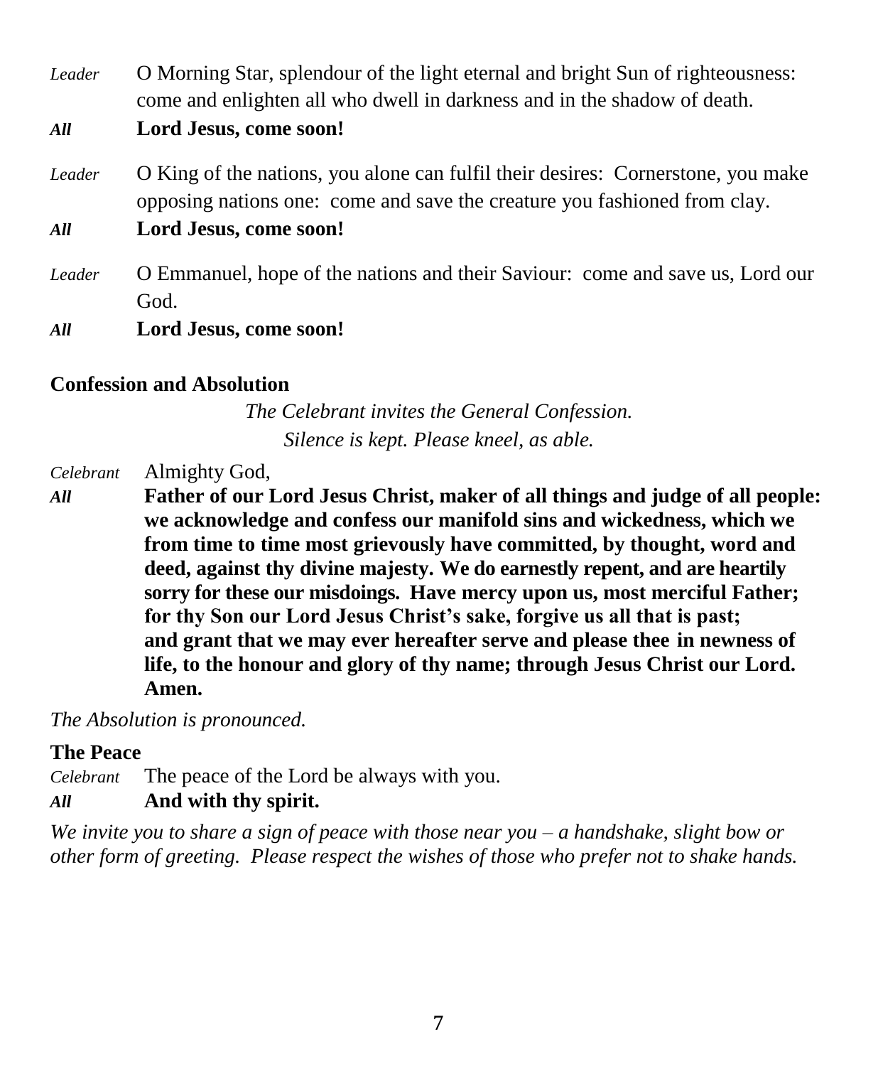*Leader* O Morning Star, splendour of the light eternal and bright Sun of righteousness: come and enlighten all who dwell in darkness and in the shadow of death.

***All*** **Lord Jesus, come soon!**

*Leader* O King of the nations, you alone can fulfil their desires: Cornerstone, you make opposing nations one: come and save the creature you fashioned from clay.

***All*** **Lord Jesus, come soon!**

*Leader* O Emmanuel, hope of the nations and their Saviour: come and save us, Lord our God.

***All*** **Lord Jesus, come soon!**

**Confession and Absolution**

*The Celebrant invites the General Confession.*
*Silence is kept. Please kneel, as able.*

*Celebrant* Almighty God,

***All*** **Father of our Lord Jesus Christ, maker of all things and judge of all people: we acknowledge and confess our manifold sins and wickedness, which we from time to time most grievously have committed, by thought, word and deed, against thy divine majesty. We do earnestly repent, and are heartily sorry for these our misdoings. Have mercy upon us, most merciful Father; for thy Son our Lord Jesus Christ's sake, forgive us all that is past; and grant that we may ever hereafter serve and please thee in newness of life, to the honour and glory of thy name; through Jesus Christ our Lord. Amen.**

*The Absolution is pronounced.*

**The Peace**

*Celebrant* The peace of the Lord be always with you.

***All*** **And with thy spirit.**

*We invite you to share a sign of peace with those near you – a handshake, slight bow or other form of greeting. Please respect the wishes of those who prefer not to shake hands.*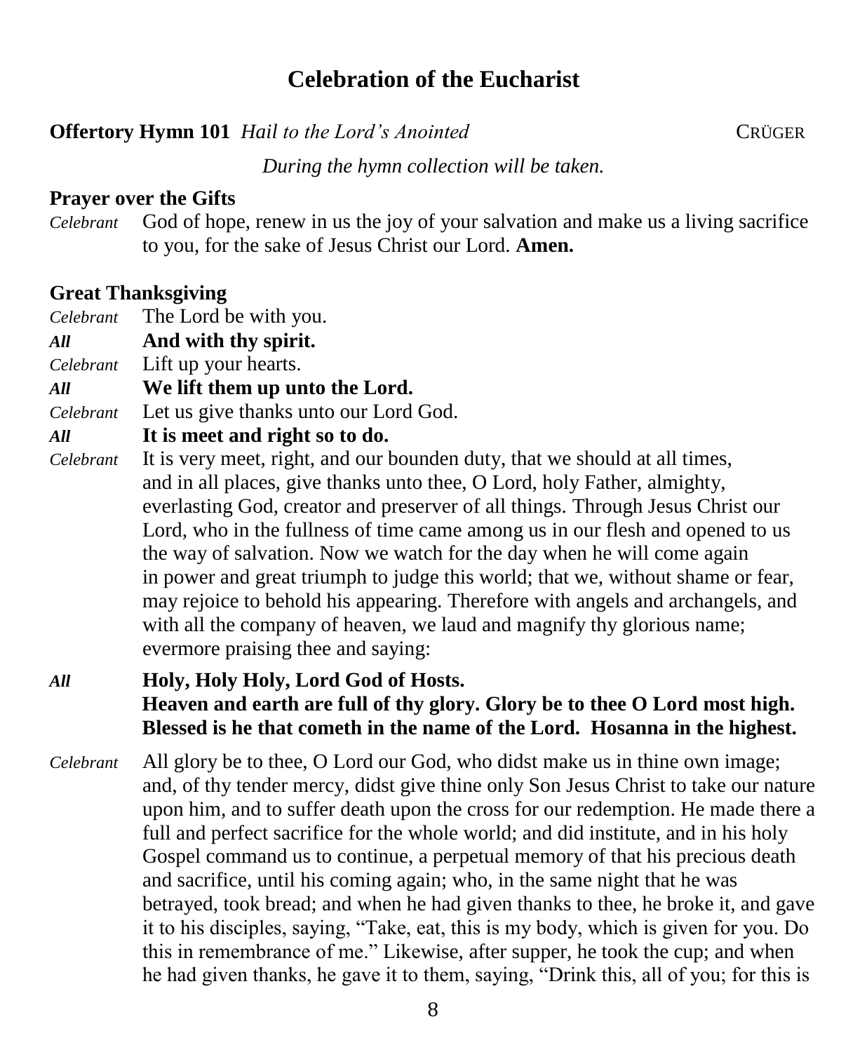## Celebration of the Eucharist

**Offertory Hymn 101** *Hail to the Lord's Anointed* CRÜGER

*During the hymn collection will be taken.*

**Prayer over the Gifts**

*Celebrant* God of hope, renew in us the joy of your salvation and make us a living sacrifice to you, for the sake of Jesus Christ our Lord. **Amen.**

**Great Thanksgiving**

*Celebrant* The Lord be with you.

***All*** **And with thy spirit.**

*Celebrant* Lift up your hearts.

***All*** **We lift them up unto the Lord.**

*Celebrant* Let us give thanks unto our Lord God.

***All*** **It is meet and right so to do.**

*Celebrant* It is very meet, right, and our bounden duty, that we should at all times, and in all places, give thanks unto thee, O Lord, holy Father, almighty, everlasting God, creator and preserver of all things. Through Jesus Christ our Lord, who in the fullness of time came among us in our flesh and opened to us the way of salvation. Now we watch for the day when he will come again in power and great triumph to judge this world; that we, without shame or fear, may rejoice to behold his appearing. Therefore with angels and archangels, and with all the company of heaven, we laud and magnify thy glorious name; evermore praising thee and saying:

***All*** **Holy, Holy Holy, Lord God of Hosts.
Heaven and earth are full of thy glory. Glory be to thee O Lord most high.
Blessed is he that cometh in the name of the Lord. Hosanna in the highest.**

*Celebrant* All glory be to thee, O Lord our God, who didst make us in thine own image; and, of thy tender mercy, didst give thine only Son Jesus Christ to take our nature upon him, and to suffer death upon the cross for our redemption. He made there a full and perfect sacrifice for the whole world; and did institute, and in his holy Gospel command us to continue, a perpetual memory of that his precious death and sacrifice, until his coming again; who, in the same night that he was betrayed, took bread; and when he had given thanks to thee, he broke it, and gave it to his disciples, saying, "Take, eat, this is my body, which is given for you. Do this in remembrance of me." Likewise, after supper, he took the cup; and when he had given thanks, he gave it to them, saying, "Drink this, all of you; for this is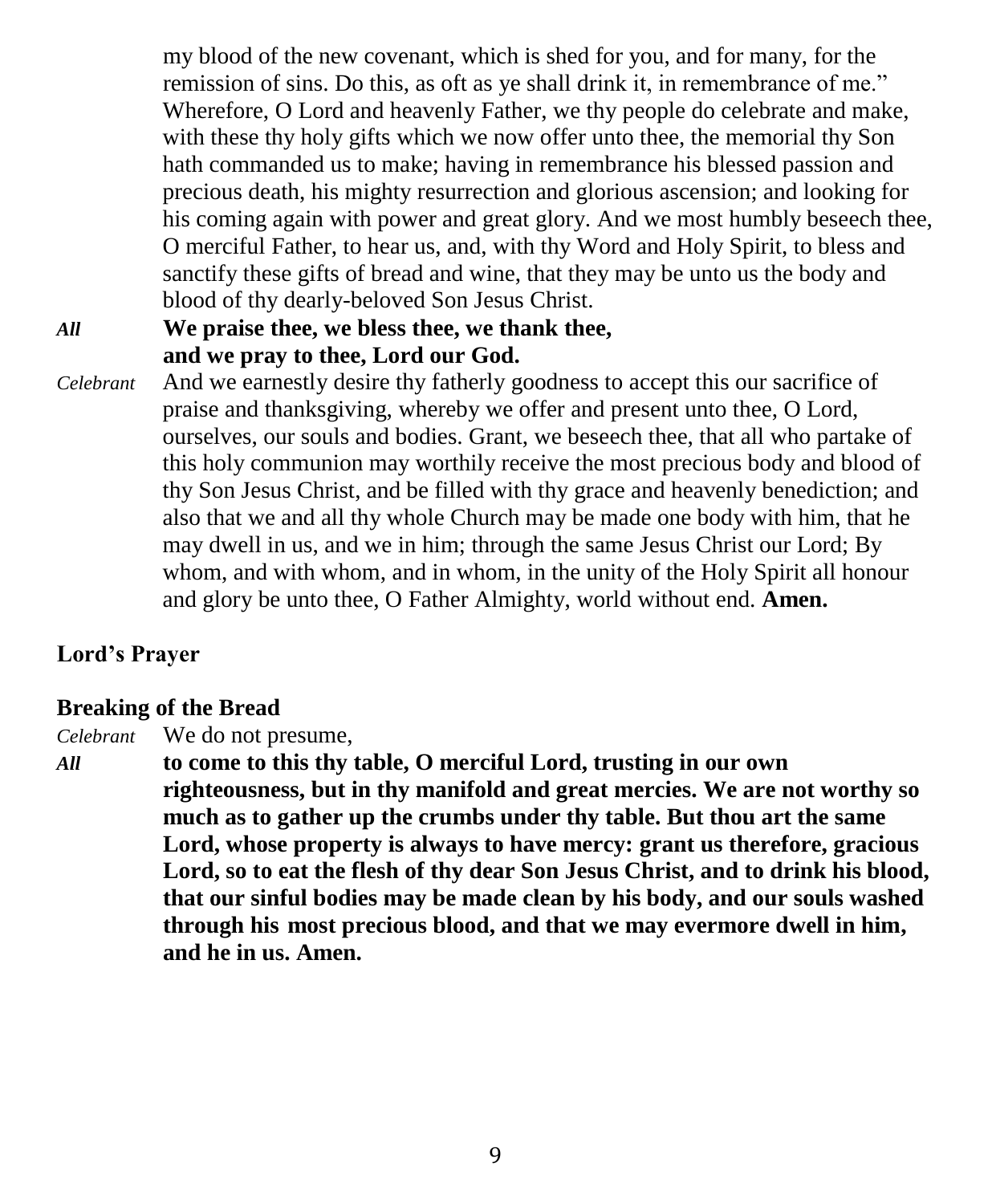my blood of the new covenant, which is shed for you, and for many, for the remission of sins. Do this, as oft as ye shall drink it, in remembrance of me." Wherefore, O Lord and heavenly Father, we thy people do celebrate and make, with these thy holy gifts which we now offer unto thee, the memorial thy Son hath commanded us to make; having in remembrance his blessed passion and precious death, his mighty resurrection and glorious ascension; and looking for his coming again with power and great glory. And we most humbly beseech thee, O merciful Father, to hear us, and, with thy Word and Holy Spirit, to bless and sanctify these gifts of bread and wine, that they may be unto us the body and blood of thy dearly-beloved Son Jesus Christ.

***All*** **We praise thee, we bless thee, we thank thee, and we pray to thee, Lord our God.**

*Celebrant* And we earnestly desire thy fatherly goodness to accept this our sacrifice of praise and thanksgiving, whereby we offer and present unto thee, O Lord, ourselves, our souls and bodies. Grant, we beseech thee, that all who partake of this holy communion may worthily receive the most precious body and blood of thy Son Jesus Christ, and be filled with thy grace and heavenly benediction; and also that we and all thy whole Church may be made one body with him, that he may dwell in us, and we in him; through the same Jesus Christ our Lord; By whom, and with whom, and in whom, in the unity of the Holy Spirit all honour and glory be unto thee, O Father Almighty, world without end. **Amen.**

## Lord's Prayer

## Breaking of the Bread

*Celebrant* We do not presume,

***All*** **to come to this thy table, O merciful Lord, trusting in our own righteousness, but in thy manifold and great mercies. We are not worthy so much as to gather up the crumbs under thy table. But thou art the same Lord, whose property is always to have mercy: grant us therefore, gracious Lord, so to eat the flesh of thy dear Son Jesus Christ, and to drink his blood, that our sinful bodies may be made clean by his body, and our souls washed through his most precious blood, and that we may evermore dwell in him, and he in us. Amen.**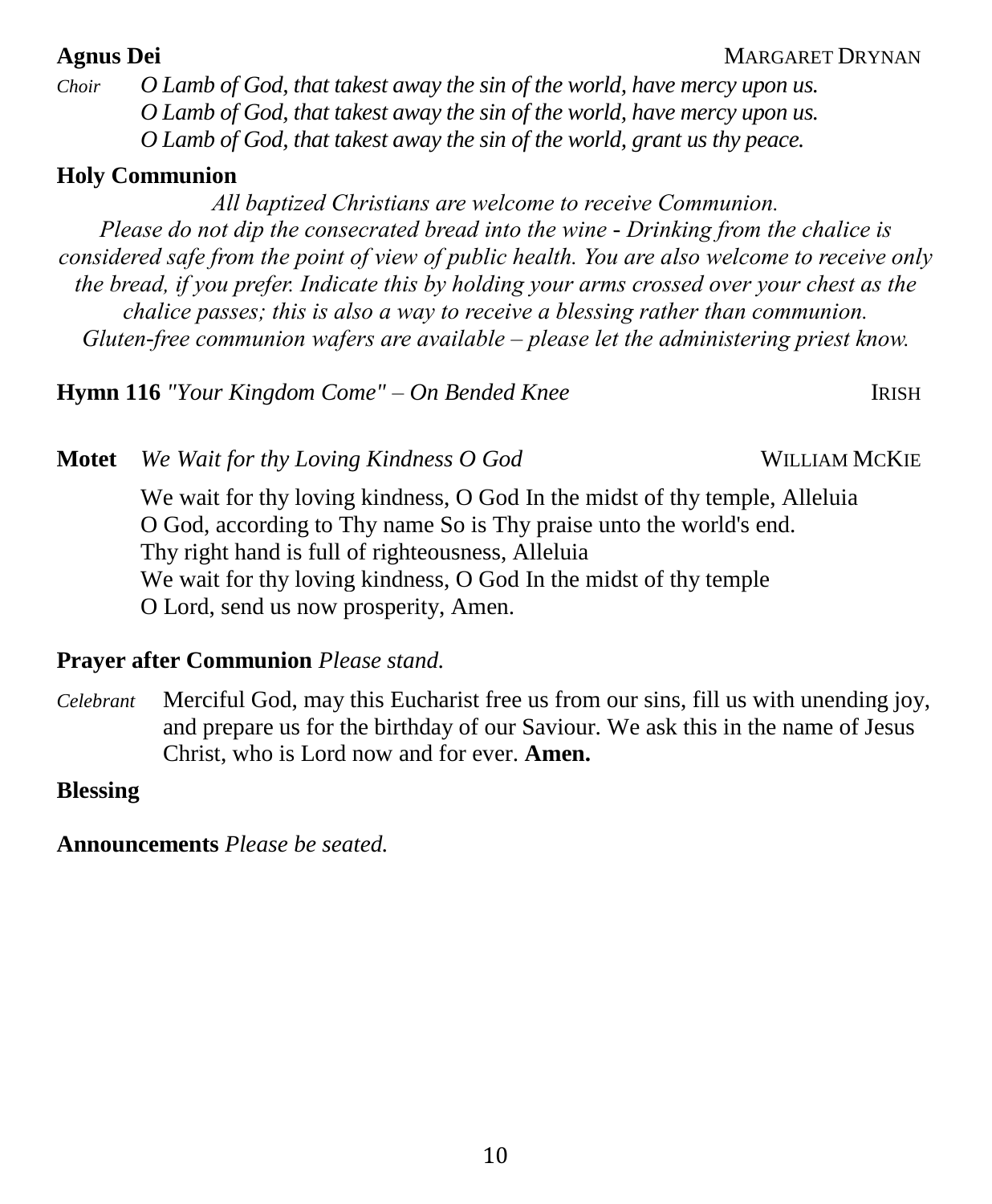**Agnus Dei** MARGARET DRYNAN

*Choir* *O Lamb of God, that takest away the sin of the world, have mercy upon us.*
*O Lamb of God, that takest away the sin of the world, have mercy upon us.*
*O Lamb of God, that takest away the sin of the world, grant us thy peace.*

**Holy Communion**

*All baptized Christians are welcome to receive Communion.*
*Please do not dip the consecrated bread into the wine - Drinking from the chalice is considered safe from the point of view of public health. You are also welcome to receive only the bread, if you prefer. Indicate this by holding your arms crossed over your chest as the chalice passes; this is also a way to receive a blessing rather than communion.*
*Gluten-free communion wafers are available – please let the administering priest know.*

**Hymn 116** *"Your Kingdom Come" – On Bended Knee* IRISH

**Motet** *We Wait for thy Loving Kindness O God* WILLIAM MCKIE

We wait for thy loving kindness, O God In the midst of thy temple, Alleluia
O God, according to Thy name So is Thy praise unto the world's end.
Thy right hand is full of righteousness, Alleluia
We wait for thy loving kindness, O God In the midst of thy temple
O Lord, send us now prosperity, Amen.

**Prayer after Communion** *Please stand.*

*Celebrant* Merciful God, may this Eucharist free us from our sins, fill us with unending joy, and prepare us for the birthday of our Saviour. We ask this in the name of Jesus Christ, who is Lord now and for ever. **Amen.**

**Blessing**

**Announcements** *Please be seated.*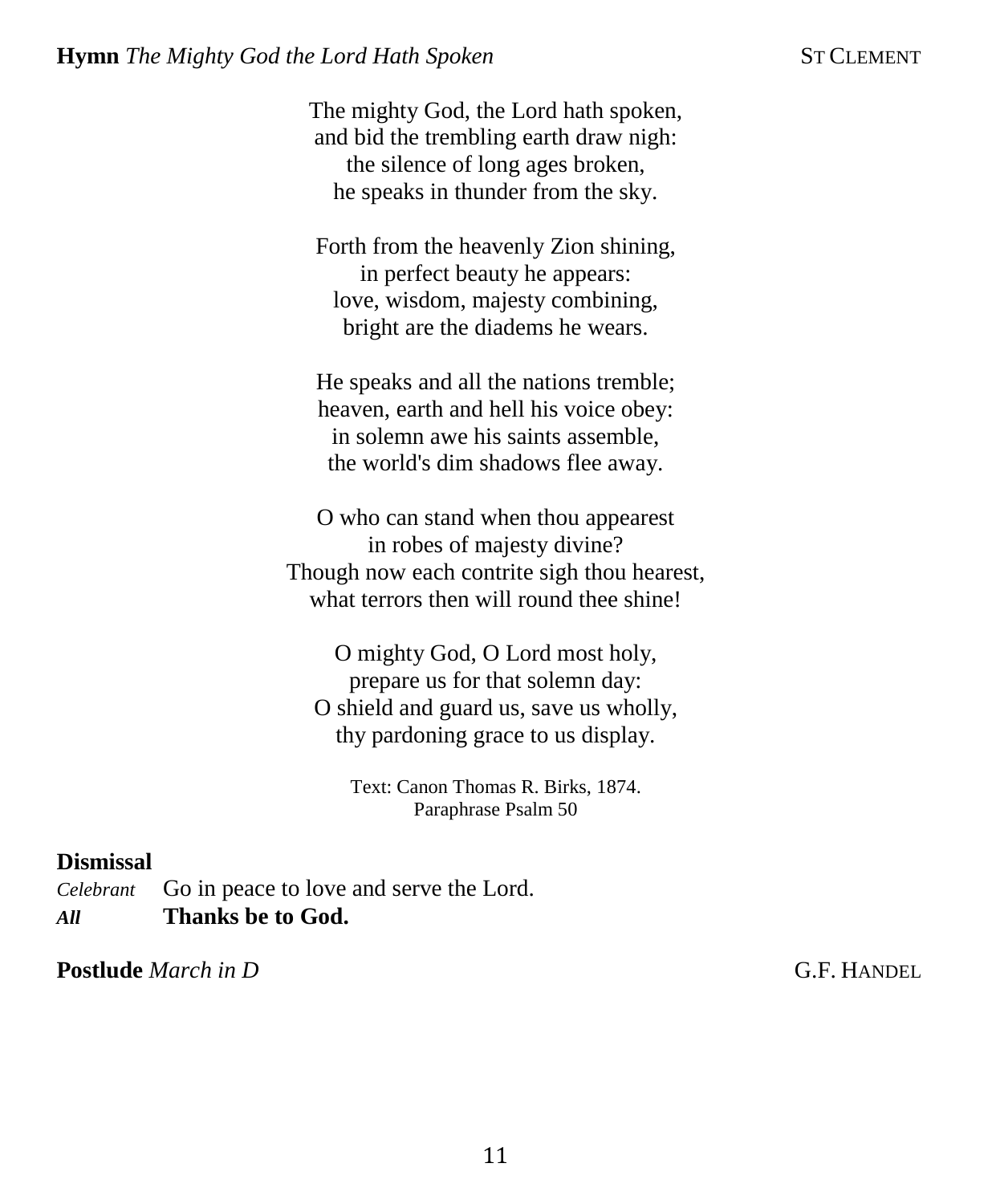**Hymn** *The Mighty God the Lord Hath Spoken* ST CLEMENT

The mighty God, the Lord hath spoken,
and bid the trembling earth draw nigh:
the silence of long ages broken,
he speaks in thunder from the sky.

Forth from the heavenly Zion shining,
in perfect beauty he appears:
love, wisdom, majesty combining,
bright are the diadems he wears.

He speaks and all the nations tremble;
heaven, earth and hell his voice obey:
in solemn awe his saints assemble,
the world's dim shadows flee away.

O who can stand when thou appearest
in robes of majesty divine?
Though now each contrite sigh thou hearest,
what terrors then will round thee shine!

O mighty God, O Lord most holy,
prepare us for that solemn day:
O shield and guard us, save us wholly,
thy pardoning grace to us display.

Text: Canon Thomas R. Birks, 1874.
Paraphrase Psalm 50

**Dismissal**

*Celebrant* Go in peace to love and serve the Lord.
***All*** **Thanks be to God.**

**Postlude** *March in D* G.F. HANDEL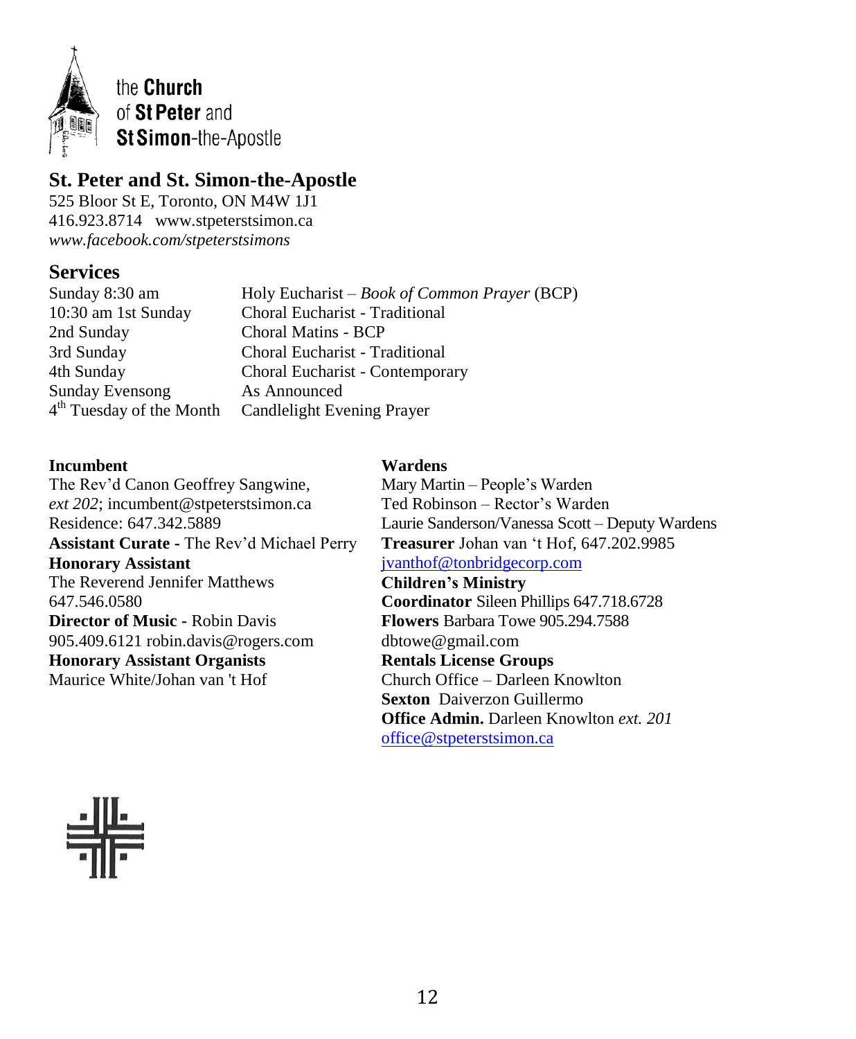the **Church** of **St Peter** and **St Simon**-the-Apostle

## St. Peter and St. Simon-the-Apostle

525 Bloor St E, Toronto, ON M4W 1J1
416.923.8714 www.stpeterstsimon.ca
*www.facebook.com/stpeterstsimons*

## Services

| | |
|---|---|
| Sunday 8:30 am | Holy Eucharist – *Book of Common Prayer* (BCP) |
| 10:30 am 1st Sunday | Choral Eucharist - Traditional |
| 2nd Sunday | Choral Matins - BCP |
| 3rd Sunday | Choral Eucharist - Traditional |
| 4th Sunday | Choral Eucharist - Contemporary |
| Sunday Evensong | As Announced |
| 4th Tuesday of the Month | Candlelight Evening Prayer |

**Incumbent**
The Rev'd Canon Geoffrey Sangwine, *ext 202*; incumbent@stpeterstsimon.ca
Residence: 647.342.5889
**Assistant Curate -** The Rev'd Michael Perry
**Honorary Assistant**
The Reverend Jennifer Matthews
647.546.0580
**Director of Music -** Robin Davis
905.409.6121 robin.davis@rogers.com
**Honorary Assistant Organists**
Maurice White/Johan van 't Hof

**Wardens**
Mary Martin – People's Warden
Ted Robinson – Rector's Warden
Laurie Sanderson/Vanessa Scott – Deputy Wardens
**Treasurer** Johan van 't Hof, 647.202.9985
jvanthof@tonbridgecorp.com
**Children's Ministry**
**Coordinator** Sileen Phillips 647.718.6728
**Flowers** Barbara Towe 905.294.7588
dbtowe@gmail.com
**Rentals License Groups**
Church Office – Darleen Knowlton
**Sexton** Daiverzon Guillermo
**Office Admin.** Darleen Knowlton *ext. 201*
office@stpeterstsimon.ca